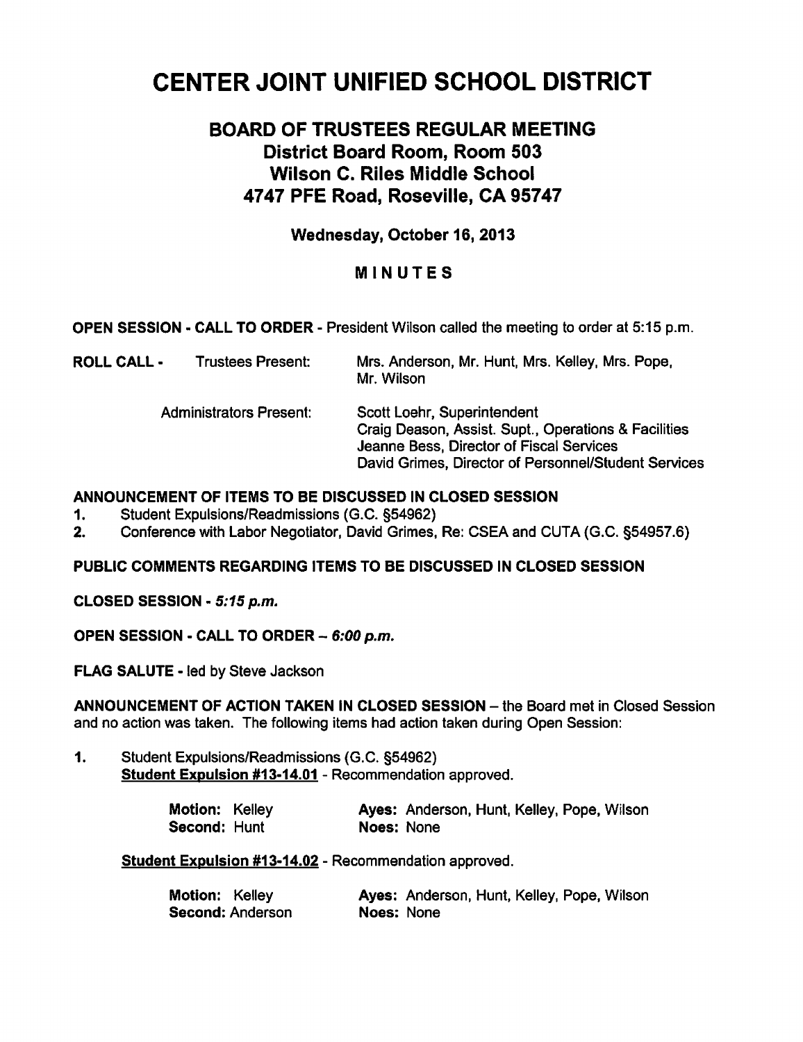# CENTER JOINT UNIFIED SCHOOL DISTRICT

## BOARD OF TRUSTEES REGULAR MEETING
## District Board Room, Room 503
## Wilson C. Riles Middle School
## 4747 PFE Road, Roseville, CA 95747

**Wednesday, October 16, 2013**

**MINUTES**

**OPEN SESSION - CALL TO ORDER** - President Wilson called the meeting to order at 5:15 p.m.

**ROLL CALL -** Trustees Present: Mrs. Anderson, Mr. Hunt, Mrs. Kelley, Mrs. Pope, Mr. Wilson

Administrators Present:
Scott Loehr, Superintendent
Craig Deason, Assist. Supt., Operations & Facilities
Jeanne Bess, Director of Fiscal Services
David Grimes, Director of Personnel/Student Services

**ANNOUNCEMENT OF ITEMS TO BE DISCUSSED IN CLOSED SESSION**

1. Student Expulsions/Readmissions (G.C. §54962)
2. Conference with Labor Negotiator, David Grimes, Re: CSEA and CUTA (G.C. §54957.6)

**PUBLIC COMMENTS REGARDING ITEMS TO BE DISCUSSED IN CLOSED SESSION**

**CLOSED SESSION - *5:15 p.m.***

**OPEN SESSION - CALL TO ORDER – *6:00 p.m.***

**FLAG SALUTE -** led by Steve Jackson

**ANNOUNCEMENT OF ACTION TAKEN IN CLOSED SESSION** – the Board met in Closed Session and no action was taken. The following items had action taken during Open Session:

1. Student Expulsions/Readmissions (G.C. §54962)
   **Student Expulsion #13-14.01** - Recommendation approved.

   **Motion:** Kelley — **Ayes:** Anderson, Hunt, Kelley, Pope, Wilson
   **Second:** Hunt — **Noes:** None

   **Student Expulsion #13-14.02** - Recommendation approved.

   **Motion:** Kelley — **Ayes:** Anderson, Hunt, Kelley, Pope, Wilson
   **Second:** Anderson — **Noes:** None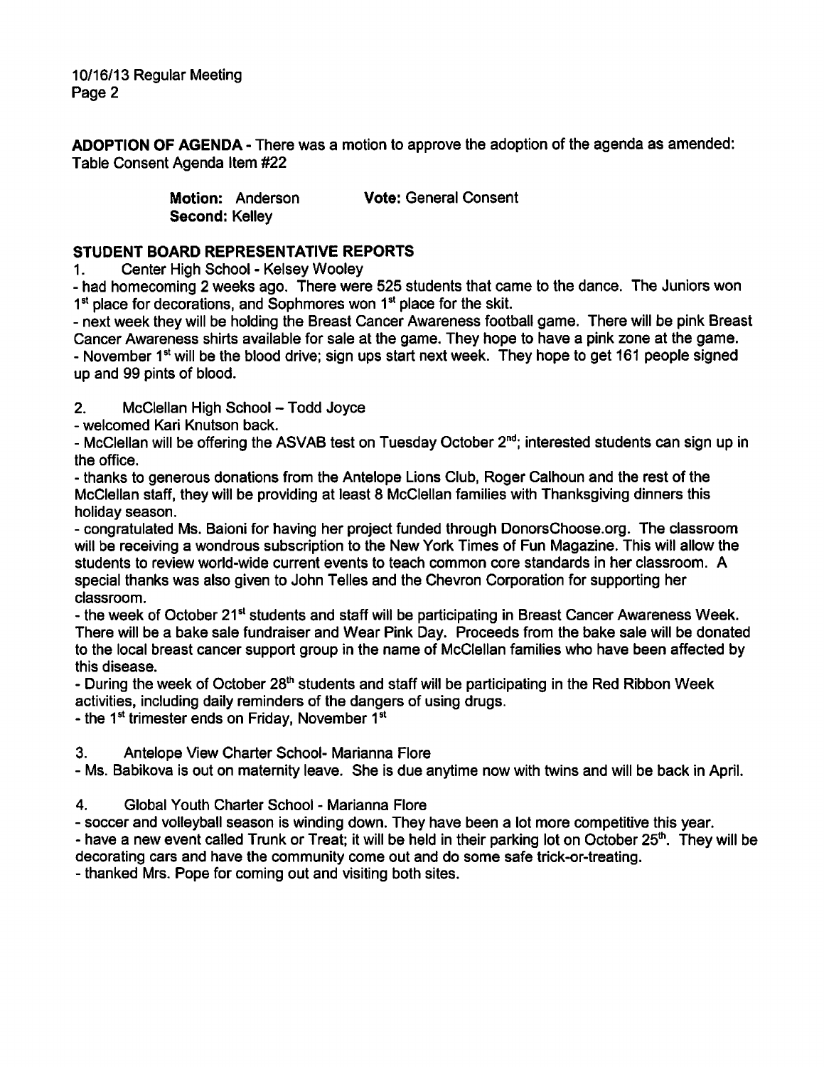**ADOPTION OF AGENDA** - There was a motion to approve the adoption of the agenda as amended: Table Consent Agenda Item #22

**Motion:** Anderson **Vote:** General Consent
**Second:** Kelley

**STUDENT BOARD REPRESENTATIVE REPORTS**

1. Center High School - Kelsey Wooley

- had homecoming 2 weeks ago. There were 525 students that came to the dance. The Juniors won 1st place for decorations, and Sophmores won 1st place for the skit.
- next week they will be holding the Breast Cancer Awareness football game. There will be pink Breast Cancer Awareness shirts available for sale at the game. They hope to have a pink zone at the game.
- November 1st will be the blood drive; sign ups start next week. They hope to get 161 people signed up and 99 pints of blood.

2. McClellan High School – Todd Joyce

- welcomed Kari Knutson back.
- McClellan will be offering the ASVAB test on Tuesday October 2nd; interested students can sign up in the office.
- thanks to generous donations from the Antelope Lions Club, Roger Calhoun and the rest of the McClellan staff, they will be providing at least 8 McClellan families with Thanksgiving dinners this holiday season.
- congratulated Ms. Baioni for having her project funded through DonorsChoose.org. The classroom will be receiving a wondrous subscription to the New York Times of Fun Magazine. This will allow the students to review world-wide current events to teach common core standards in her classroom. A special thanks was also given to John Telles and the Chevron Corporation for supporting her classroom.
- the week of October 21st students and staff will be participating in Breast Cancer Awareness Week. There will be a bake sale fundraiser and Wear Pink Day. Proceeds from the bake sale will be donated to the local breast cancer support group in the name of McClellan families who have been affected by this disease.
- During the week of October 28th students and staff will be participating in the Red Ribbon Week activities, including daily reminders of the dangers of using drugs.
- the 1st trimester ends on Friday, November 1st

3. Antelope View Charter School- Marianna Flore

- Ms. Babikova is out on maternity leave. She is due anytime now with twins and will be back in April.

4. Global Youth Charter School - Marianna Flore

- soccer and volleyball season is winding down. They have been a lot more competitive this year.
- have a new event called Trunk or Treat; it will be held in their parking lot on October 25th. They will be decorating cars and have the community come out and do some safe trick-or-treating.
- thanked Mrs. Pope for coming out and visiting both sites.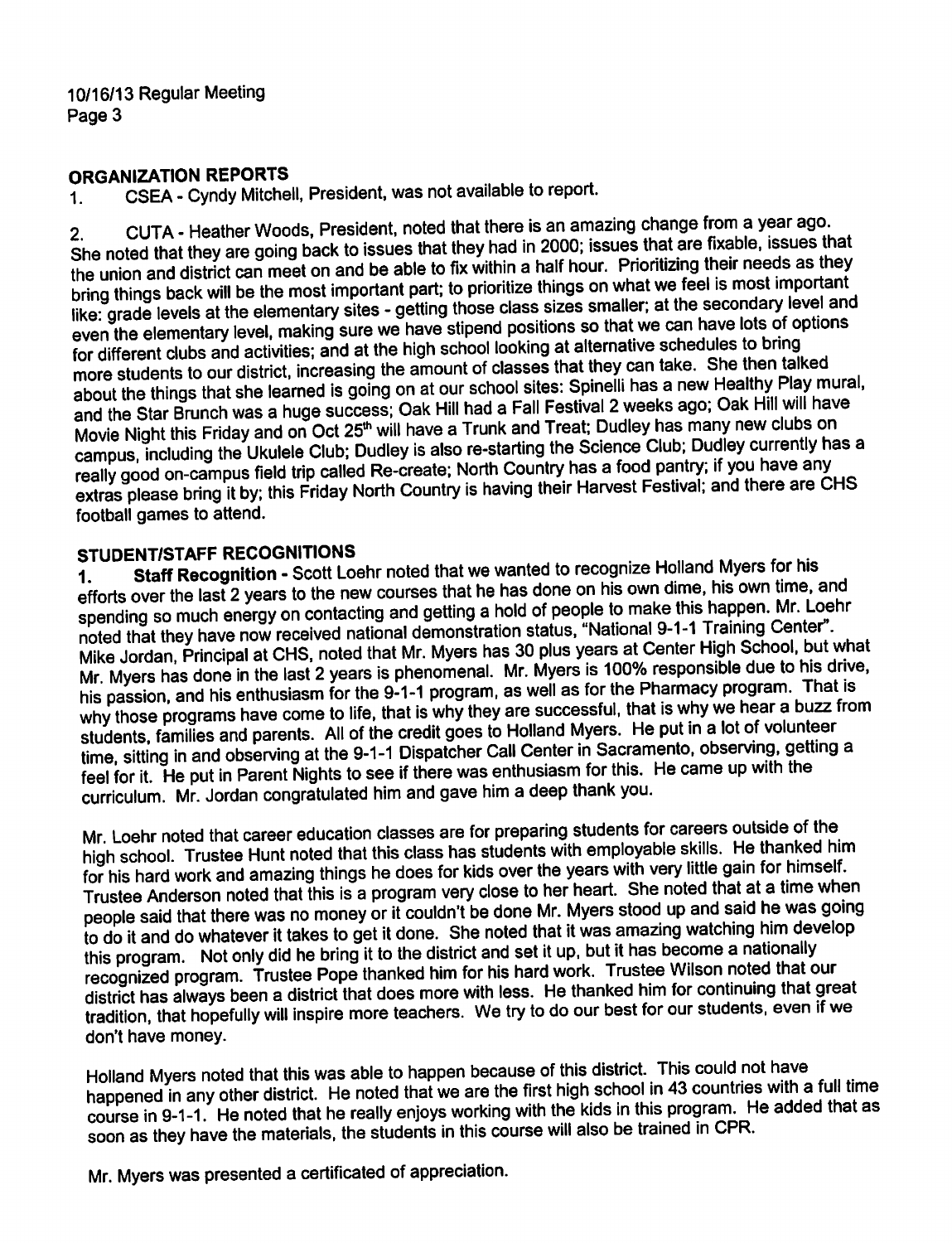## ORGANIZATION REPORTS

1. CSEA - Cyndy Mitchell, President, was not available to report.

2. CUTA - Heather Woods, President, noted that there is an amazing change from a year ago. She noted that they are going back to issues that they had in 2000; issues that are fixable, issues that the union and district can meet on and be able to fix within a half hour. Prioritizing their needs as they bring things back will be the most important part; to prioritize things on what we feel is most important like: grade levels at the elementary sites - getting those class sizes smaller; at the secondary level and even the elementary level, making sure we have stipend positions so that we can have lots of options for different clubs and activities; and at the high school looking at alternative schedules to bring more students to our district, increasing the amount of classes that they can take. She then talked about the things that she learned is going on at our school sites: Spinelli has a new Healthy Play mural, and the Star Brunch was a huge success; Oak Hill had a Fall Festival 2 weeks ago; Oak Hill will have Movie Night this Friday and on Oct 25th will have a Trunk and Treat; Dudley has many new clubs on campus, including the Ukulele Club; Dudley is also re-starting the Science Club; Dudley currently has a really good on-campus field trip called Re-create; North Country has a food pantry; if you have any extras please bring it by; this Friday North Country is having their Harvest Festival; and there are CHS football games to attend.

## STUDENT/STAFF RECOGNITIONS

1. **Staff Recognition** - Scott Loehr noted that we wanted to recognize Holland Myers for his efforts over the last 2 years to the new courses that he has done on his own dime, his own time, and spending so much energy on contacting and getting a hold of people to make this happen. Mr. Loehr noted that they have now received national demonstration status, "National 9-1-1 Training Center". Mike Jordan, Principal at CHS, noted that Mr. Myers has 30 plus years at Center High School, but what Mr. Myers has done in the last 2 years is phenomenal. Mr. Myers is 100% responsible due to his drive, his passion, and his enthusiasm for the 9-1-1 program, as well as for the Pharmacy program. That is why those programs have come to life, that is why they are successful, that is why we hear a buzz from students, families and parents. All of the credit goes to Holland Myers. He put in a lot of volunteer time, sitting in and observing at the 9-1-1 Dispatcher Call Center in Sacramento, observing, getting a feel for it. He put in Parent Nights to see if there was enthusiasm for this. He came up with the curriculum. Mr. Jordan congratulated him and gave him a deep thank you.

Mr. Loehr noted that career education classes are for preparing students for careers outside of the high school. Trustee Hunt noted that this class has students with employable skills. He thanked him for his hard work and amazing things he does for kids over the years with very little gain for himself. Trustee Anderson noted that this is a program very close to her heart. She noted that at a time when people said that there was no money or it couldn't be done Mr. Myers stood up and said he was going to do it and do whatever it takes to get it done. She noted that it was amazing watching him develop this program. Not only did he bring it to the district and set it up, but it has become a nationally recognized program. Trustee Pope thanked him for his hard work. Trustee Wilson noted that our district has always been a district that does more with less. He thanked him for continuing that great tradition, that hopefully will inspire more teachers. We try to do our best for our students, even if we don't have money.

Holland Myers noted that this was able to happen because of this district. This could not have happened in any other district. He noted that we are the first high school in 43 countries with a full time course in 9-1-1. He noted that he really enjoys working with the kids in this program. He added that as soon as they have the materials, the students in this course will also be trained in CPR.

Mr. Myers was presented a certificated of appreciation.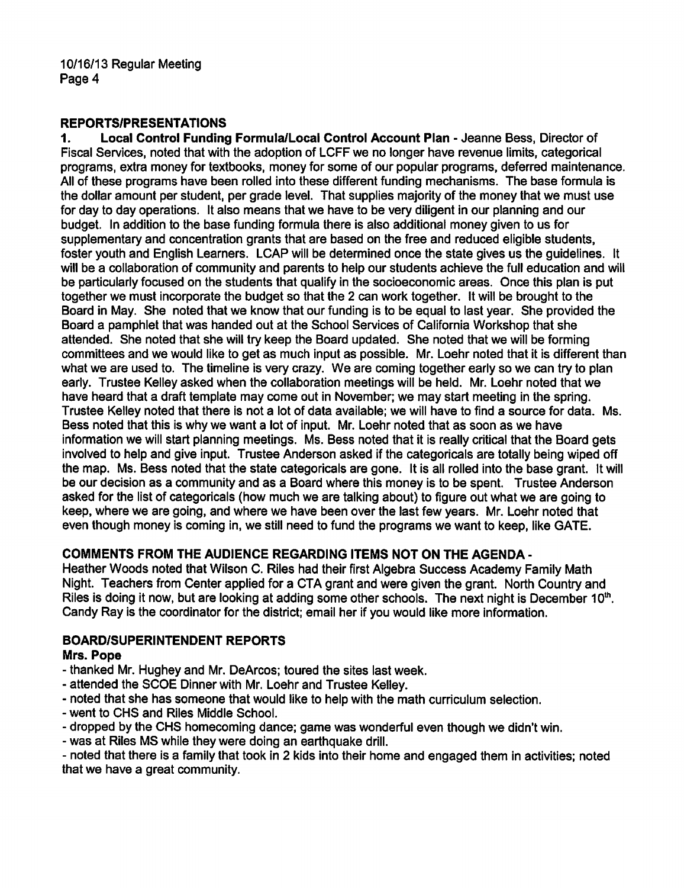## REPORTS/PRESENTATIONS

1. **Local Control Funding Formula/Local Control Account Plan** - Jeanne Bess, Director of Fiscal Services, noted that with the adoption of LCFF we no longer have revenue limits, categorical programs, extra money for textbooks, money for some of our popular programs, deferred maintenance. All of these programs have been rolled into these different funding mechanisms. The base formula is the dollar amount per student, per grade level. That supplies majority of the money that we must use for day to day operations. It also means that we have to be very diligent in our planning and our budget. In addition to the base funding formula there is also additional money given to us for supplementary and concentration grants that are based on the free and reduced eligible students, foster youth and English Learners. LCAP will be determined once the state gives us the guidelines. It will be a collaboration of community and parents to help our students achieve the full education and will be particularly focused on the students that qualify in the socioeconomic areas. Once this plan is put together we must incorporate the budget so that the 2 can work together. It will be brought to the Board in May. She noted that we know that our funding is to be equal to last year. She provided the Board a pamphlet that was handed out at the School Services of California Workshop that she attended. She noted that she will try keep the Board updated. She noted that we will be forming committees and we would like to get as much input as possible. Mr. Loehr noted that it is different than what we are used to. The timeline is very crazy. We are coming together early so we can try to plan early. Trustee Kelley asked when the collaboration meetings will be held. Mr. Loehr noted that we have heard that a draft template may come out in November; we may start meeting in the spring. Trustee Kelley noted that there is not a lot of data available; we will have to find a source for data. Ms. Bess noted that this is why we want a lot of input. Mr. Loehr noted that as soon as we have information we will start planning meetings. Ms. Bess noted that it is really critical that the Board gets involved to help and give input. Trustee Anderson asked if the categoricals are totally being wiped off the map. Ms. Bess noted that the state categoricals are gone. It is all rolled into the base grant. It will be our decision as a community and as a Board where this money is to be spent. Trustee Anderson asked for the list of categoricals (how much we are talking about) to figure out what we are going to keep, where we are going, and where we have been over the last few years. Mr. Loehr noted that even though money is coming in, we still need to fund the programs we want to keep, like GATE.

## COMMENTS FROM THE AUDIENCE REGARDING ITEMS NOT ON THE AGENDA -

Heather Woods noted that Wilson C. Riles had their first Algebra Success Academy Family Math Night. Teachers from Center applied for a CTA grant and were given the grant. North Country and Riles is doing it now, but are looking at adding some other schools. The next night is December 10th. Candy Ray is the coordinator for the district; email her if you would like more information.

## BOARD/SUPERINTENDENT REPORTS

**Mrs. Pope**

- thanked Mr. Hughey and Mr. DeArcos; toured the sites last week.
- attended the SCOE Dinner with Mr. Loehr and Trustee Kelley.
- noted that she has someone that would like to help with the math curriculum selection.
- went to CHS and Riles Middle School.
- dropped by the CHS homecoming dance; game was wonderful even though we didn't win.
- was at Riles MS while they were doing an earthquake drill.
- noted that there is a family that took in 2 kids into their home and engaged them in activities; noted that we have a great community.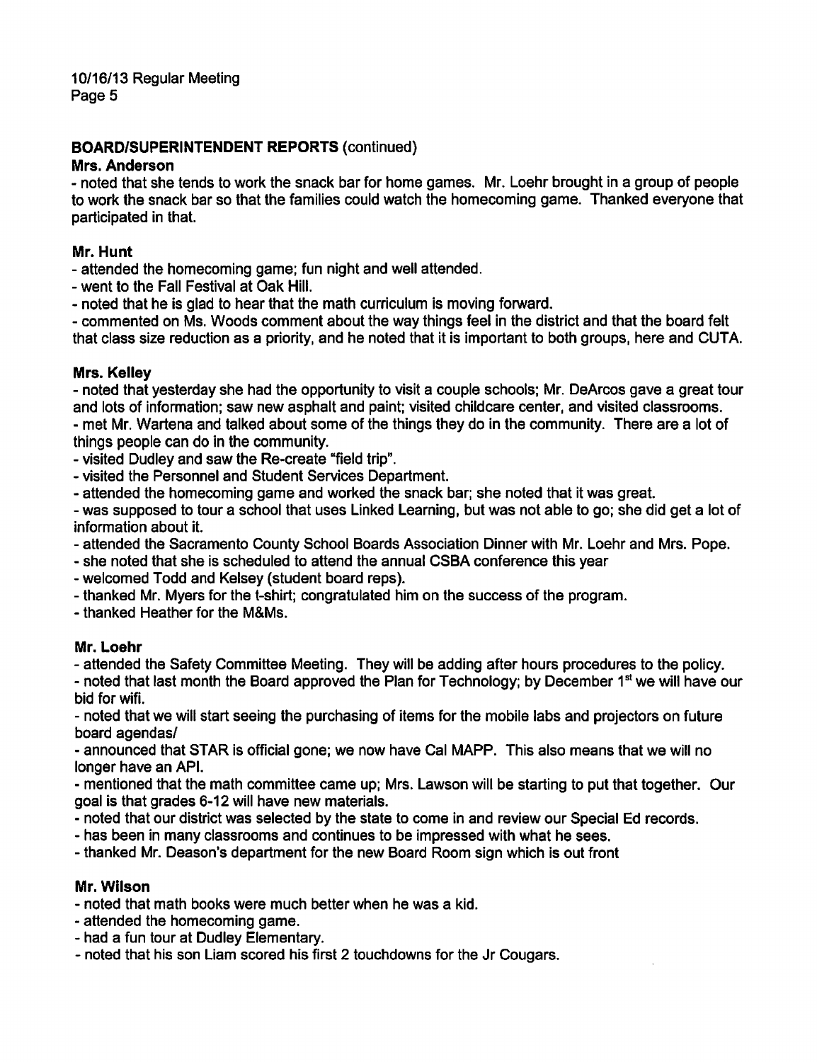**BOARD/SUPERINTENDENT REPORTS** (continued)

**Mrs. Anderson**

- noted that she tends to work the snack bar for home games. Mr. Loehr brought in a group of people to work the snack bar so that the families could watch the homecoming game. Thanked everyone that participated in that.

**Mr. Hunt**

- attended the homecoming game; fun night and well attended.
- went to the Fall Festival at Oak Hill.
- noted that he is glad to hear that the math curriculum is moving forward.
- commented on Ms. Woods comment about the way things feel in the district and that the board felt that class size reduction as a priority, and he noted that it is important to both groups, here and CUTA.

**Mrs. Kelley**

- noted that yesterday she had the opportunity to visit a couple schools; Mr. DeArcos gave a great tour and lots of information; saw new asphalt and paint; visited childcare center, and visited classrooms.
- met Mr. Wartena and talked about some of the things they do in the community. There are a lot of things people can do in the community.
- visited Dudley and saw the Re-create "field trip".
- visited the Personnel and Student Services Department.
- attended the homecoming game and worked the snack bar; she noted that it was great.
- was supposed to tour a school that uses Linked Learning, but was not able to go; she did get a lot of information about it.
- attended the Sacramento County School Boards Association Dinner with Mr. Loehr and Mrs. Pope.
- she noted that she is scheduled to attend the annual CSBA conference this year
- welcomed Todd and Kelsey (student board reps).
- thanked Mr. Myers for the t-shirt; congratulated him on the success of the program.
- thanked Heather for the M&Ms.

**Mr. Loehr**

- attended the Safety Committee Meeting. They will be adding after hours procedures to the policy.
- noted that last month the Board approved the Plan for Technology; by December 1st we will have our bid for wifi.
- noted that we will start seeing the purchasing of items for the mobile labs and projectors on future board agendas/
- announced that STAR is official gone; we now have Cal MAPP. This also means that we will no longer have an API.
- mentioned that the math committee came up; Mrs. Lawson will be starting to put that together. Our goal is that grades 6-12 will have new materials.
- noted that our district was selected by the state to come in and review our Special Ed records.
- has been in many classrooms and continues to be impressed with what he sees.
- thanked Mr. Deason's department for the new Board Room sign which is out front

**Mr. Wilson**

- noted that math books were much better when he was a kid.
- attended the homecoming game.
- had a fun tour at Dudley Elementary.
- noted that his son Liam scored his first 2 touchdowns for the Jr Cougars.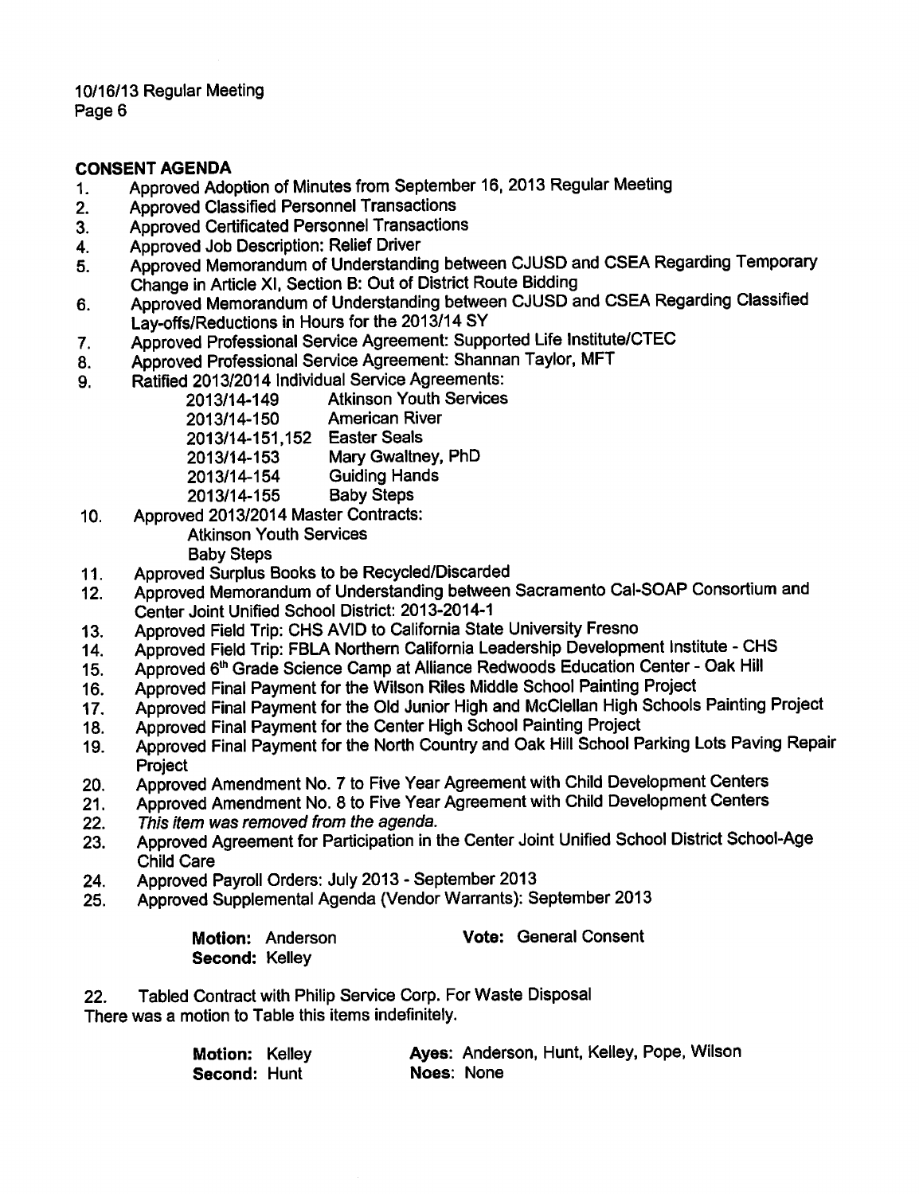## CONSENT AGENDA

1. Approved Adoption of Minutes from September 16, 2013 Regular Meeting
2. Approved Classified Personnel Transactions
3. Approved Certificated Personnel Transactions
4. Approved Job Description: Relief Driver
5. Approved Memorandum of Understanding between CJUSD and CSEA Regarding Temporary Change in Article XI, Section B: Out of District Route Bidding
6. Approved Memorandum of Understanding between CJUSD and CSEA Regarding Classified Lay-offs/Reductions in Hours for the 2013/14 SY
7. Approved Professional Service Agreement: Supported Life Institute/CTEC
8. Approved Professional Service Agreement: Shannan Taylor, MFT
9. Ratified 2013/2014 Individual Service Agreements:
   - 2013/14-149 Atkinson Youth Services
   - 2013/14-150 American River
   - 2013/14-151,152 Easter Seals
   - 2013/14-153 Mary Gwaltney, PhD
   - 2013/14-154 Guiding Hands
   - 2013/14-155 Baby Steps
10. Approved 2013/2014 Master Contracts:
    - Atkinson Youth Services
    - Baby Steps
11. Approved Surplus Books to be Recycled/Discarded
12. Approved Memorandum of Understanding between Sacramento Cal-SOAP Consortium and Center Joint Unified School District: 2013-2014-1
13. Approved Field Trip: CHS AVID to California State University Fresno
14. Approved Field Trip: FBLA Northern California Leadership Development Institute - CHS
15. Approved 6th Grade Science Camp at Alliance Redwoods Education Center - Oak Hill
16. Approved Final Payment for the Wilson Riles Middle School Painting Project
17. Approved Final Payment for the Old Junior High and McClellan High Schools Painting Project
18. Approved Final Payment for the Center High School Painting Project
19. Approved Final Payment for the North Country and Oak Hill School Parking Lots Paving Repair Project
20. Approved Amendment No. 7 to Five Year Agreement with Child Development Centers
21. Approved Amendment No. 8 to Five Year Agreement with Child Development Centers
22. *This item was removed from the agenda.*
23. Approved Agreement for Participation in the Center Joint Unified School District School-Age Child Care
24. Approved Payroll Orders: July 2013 - September 2013
25. Approved Supplemental Agenda (Vendor Warrants): September 2013

**Motion:** Anderson **Vote:** General Consent
**Second:** Kelley

22. Tabled Contract with Philip Service Corp. For Waste Disposal

There was a motion to Table this items indefinitely.

**Motion:** Kelley **Ayes**: Anderson, Hunt, Kelley, Pope, Wilson
**Second:** Hunt **Noes**: None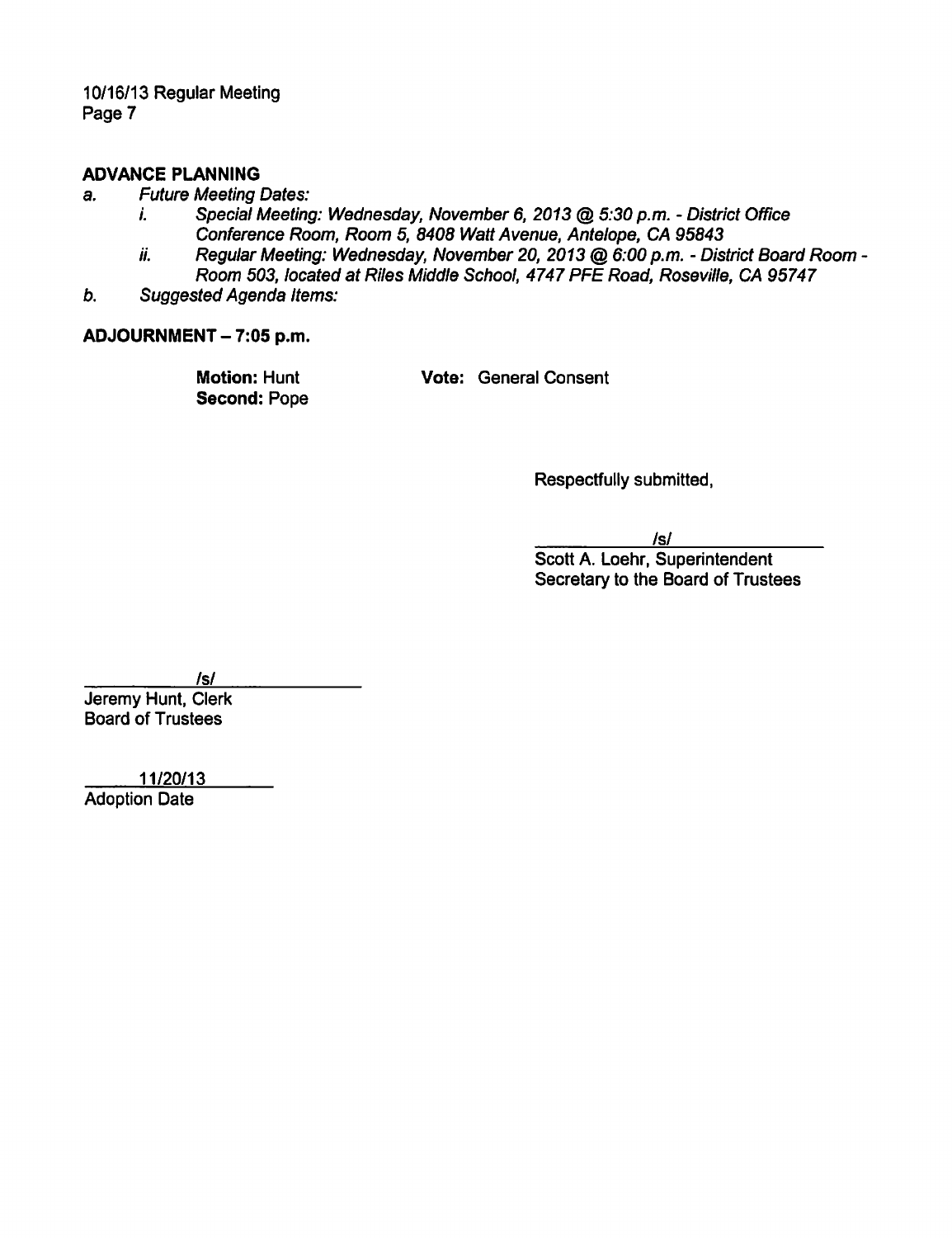**ADVANCE PLANNING**

a. *Future Meeting Dates:*
   i. *Special Meeting: Wednesday, November 6, 2013 @ 5:30 p.m. - District Office Conference Room, Room 5, 8408 Watt Avenue, Antelope, CA 95843*
   ii. *Regular Meeting: Wednesday, November 20, 2013 @ 6:00 p.m. - District Board Room - Room 503, located at Riles Middle School, 4747 PFE Road, Roseville, CA 95747*

b. *Suggested Agenda Items:*

**ADJOURNMENT – 7:05 p.m.**

**Motion:** Hunt
**Second:** Pope

**Vote:** General Consent

Respectfully submitted,

/s/
Scott A. Loehr, Superintendent
Secretary to the Board of Trustees

/s/
Jeremy Hunt, Clerk
Board of Trustees

11/20/13
Adoption Date